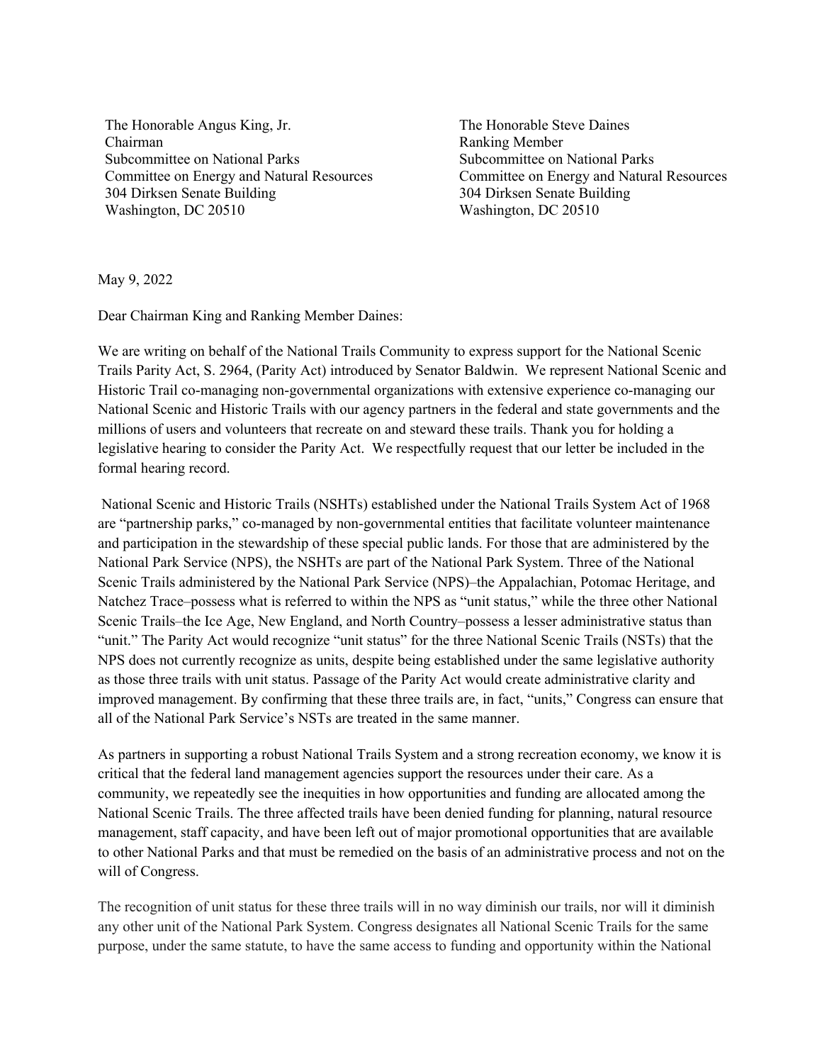The Honorable Angus King, Jr.
Chairman
Subcommittee on National Parks
Committee on Energy and Natural Resources
304 Dirksen Senate Building
Washington, DC 20510

The Honorable Steve Daines
Ranking Member
Subcommittee on National Parks
Committee on Energy and Natural Resources
304 Dirksen Senate Building
Washington, DC 20510

May 9, 2022

Dear Chairman King and Ranking Member Daines:

We are writing on behalf of the National Trails Community to express support for the National Scenic Trails Parity Act, S. 2964, (Parity Act) introduced by Senator Baldwin. We represent National Scenic and Historic Trail co-managing non-governmental organizations with extensive experience co-managing our National Scenic and Historic Trails with our agency partners in the federal and state governments and the millions of users and volunteers that recreate on and steward these trails. Thank you for holding a legislative hearing to consider the Parity Act. We respectfully request that our letter be included in the formal hearing record.

National Scenic and Historic Trails (NSHTs) established under the National Trails System Act of 1968 are "partnership parks," co-managed by non-governmental entities that facilitate volunteer maintenance and participation in the stewardship of these special public lands. For those that are administered by the National Park Service (NPS), the NSHTs are part of the National Park System. Three of the National Scenic Trails administered by the National Park Service (NPS)–the Appalachian, Potomac Heritage, and Natchez Trace–possess what is referred to within the NPS as "unit status," while the three other National Scenic Trails–the Ice Age, New England, and North Country–possess a lesser administrative status than "unit." The Parity Act would recognize "unit status" for the three National Scenic Trails (NSTs) that the NPS does not currently recognize as units, despite being established under the same legislative authority as those three trails with unit status. Passage of the Parity Act would create administrative clarity and improved management. By confirming that these three trails are, in fact, "units," Congress can ensure that all of the National Park Service's NSTs are treated in the same manner.

As partners in supporting a robust National Trails System and a strong recreation economy, we know it is critical that the federal land management agencies support the resources under their care. As a community, we repeatedly see the inequities in how opportunities and funding are allocated among the National Scenic Trails. The three affected trails have been denied funding for planning, natural resource management, staff capacity, and have been left out of major promotional opportunities that are available to other National Parks and that must be remedied on the basis of an administrative process and not on the will of Congress.

The recognition of unit status for these three trails will in no way diminish our trails, nor will it diminish any other unit of the National Park System. Congress designates all National Scenic Trails for the same purpose, under the same statute, to have the same access to funding and opportunity within the National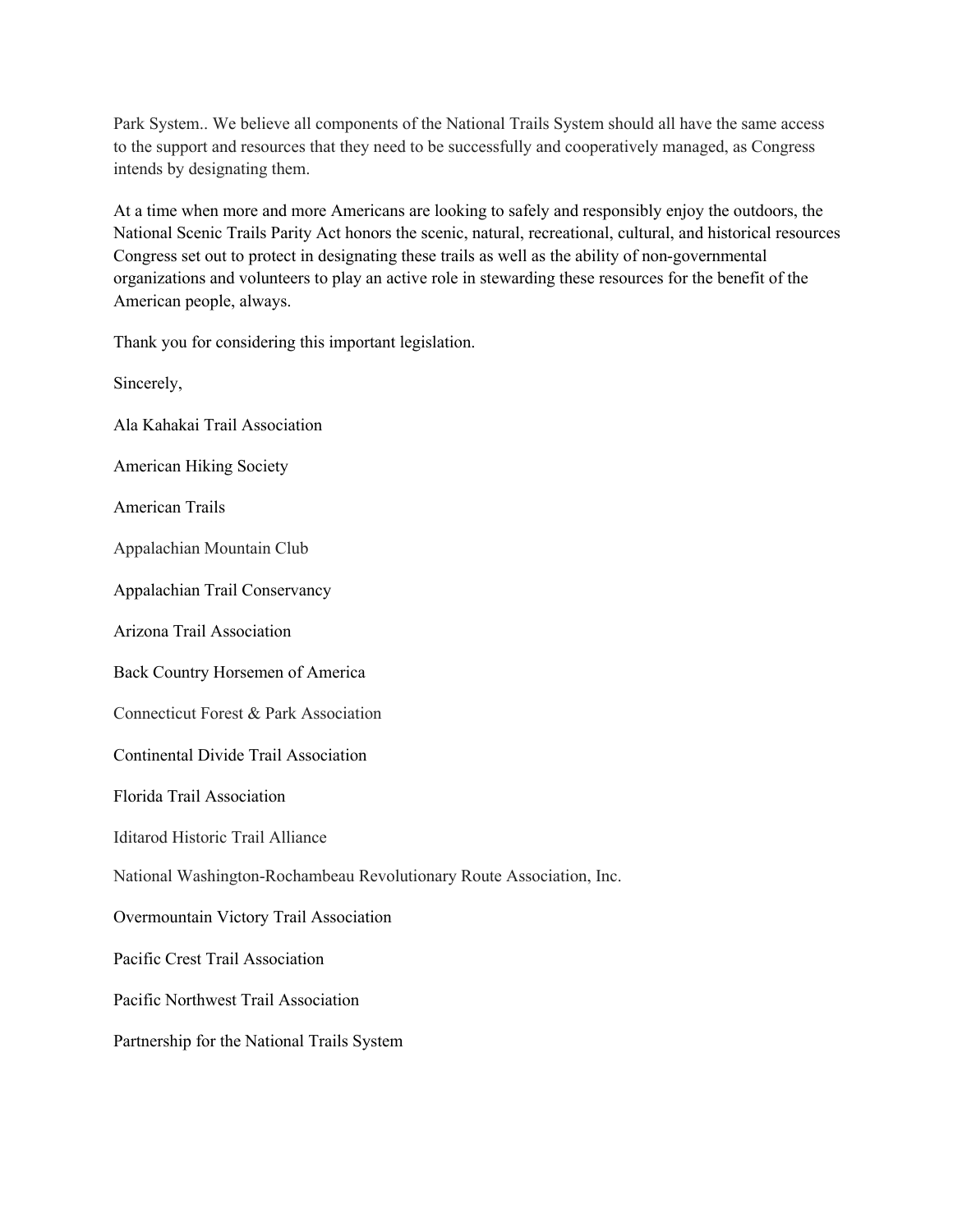Park System.. We believe all components of the National Trails System should all have the same access to the support and resources that they need to be successfully and cooperatively managed, as Congress intends by designating them.

At a time when more and more Americans are looking to safely and responsibly enjoy the outdoors, the National Scenic Trails Parity Act honors the scenic, natural, recreational, cultural, and historical resources Congress set out to protect in designating these trails as well as the ability of non-governmental organizations and volunteers to play an active role in stewarding these resources for the benefit of the American people, always.

Thank you for considering this important legislation.

Sincerely,

Ala Kahakai Trail Association

American Hiking Society

American Trails

Appalachian Mountain Club

Appalachian Trail Conservancy

Arizona Trail Association

Back Country Horsemen of America

Connecticut Forest & Park Association

Continental Divide Trail Association

Florida Trail Association

Iditarod Historic Trail Alliance

National Washington-Rochambeau Revolutionary Route Association, Inc.

Overmountain Victory Trail Association

Pacific Crest Trail Association

Pacific Northwest Trail Association

Partnership for the National Trails System